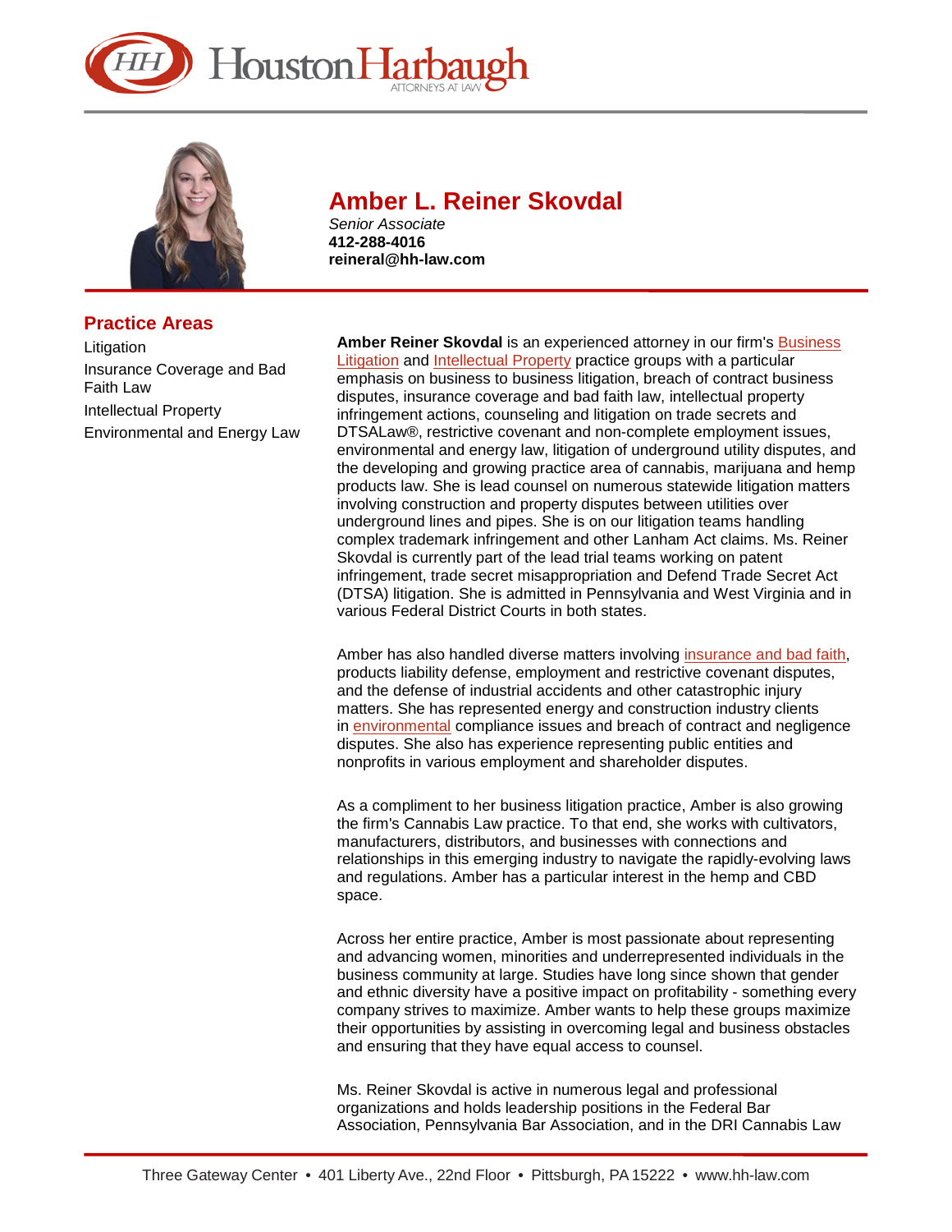# Amber L. Reiner Skovdal

*Senior Associate*
**412-288-4016**
**reineral@hh-law.com**

## Practice Areas

- Litigation
- Insurance Coverage and Bad Faith Law
- Intellectual Property
- Environmental and Energy Law

**Amber Reiner Skovdal** is an experienced attorney in our firm's Business Litigation and Intellectual Property practice groups with a particular emphasis on business to business litigation, breach of contract business disputes, insurance coverage and bad faith law, intellectual property infringement actions, counseling and litigation on trade secrets and DTSALaw®, restrictive covenant and non-complete employment issues, environmental and energy law, litigation of underground utility disputes, and the developing and growing practice area of cannabis, marijuana and hemp products law. She is lead counsel on numerous statewide litigation matters involving construction and property disputes between utilities over underground lines and pipes. She is on our litigation teams handling complex trademark infringement and other Lanham Act claims. Ms. Reiner Skovdal is currently part of the lead trial teams working on patent infringement, trade secret misappropriation and Defend Trade Secret Act (DTSA) litigation. She is admitted in Pennsylvania and West Virginia and in various Federal District Courts in both states.

Amber has also handled diverse matters involving insurance and bad faith, products liability defense, employment and restrictive covenant disputes, and the defense of industrial accidents and other catastrophic injury matters. She has represented energy and construction industry clients in environmental compliance issues and breach of contract and negligence disputes. She also has experience representing public entities and nonprofits in various employment and shareholder disputes.

As a compliment to her business litigation practice, Amber is also growing the firm's Cannabis Law practice. To that end, she works with cultivators, manufacturers, distributors, and businesses with connections and relationships in this emerging industry to navigate the rapidly-evolving laws and regulations. Amber has a particular interest in the hemp and CBD space.

Across her entire practice, Amber is most passionate about representing and advancing women, minorities and underrepresented individuals in the business community at large. Studies have long since shown that gender and ethnic diversity have a positive impact on profitability - something every company strives to maximize. Amber wants to help these groups maximize their opportunities by assisting in overcoming legal and business obstacles and ensuring that they have equal access to counsel.

Ms. Reiner Skovdal is active in numerous legal and professional organizations and holds leadership positions in the Federal Bar Association, Pennsylvania Bar Association, and in the DRI Cannabis Law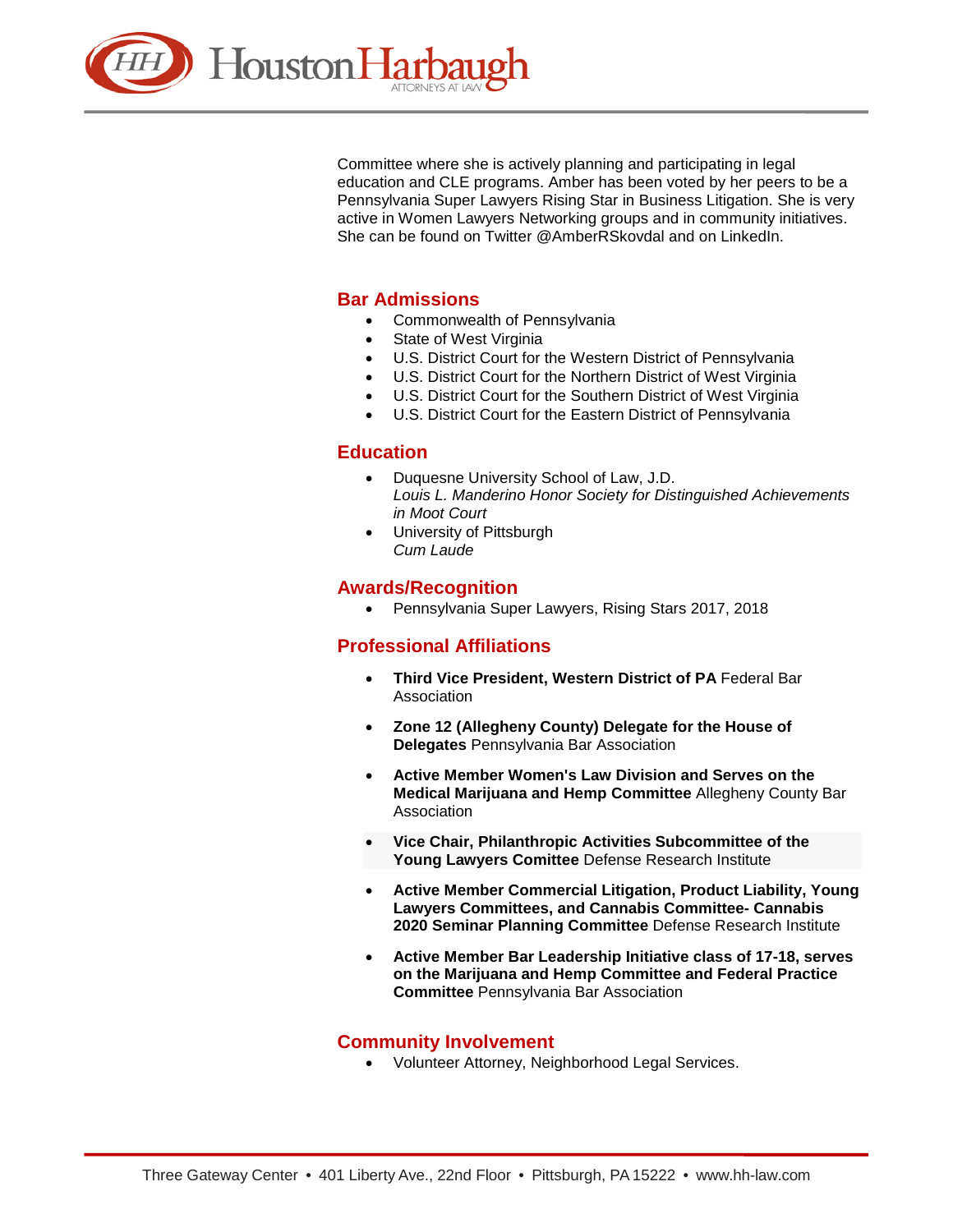Committee where she is actively planning and participating in legal education and CLE programs. Amber has been voted by her peers to be a Pennsylvania Super Lawyers Rising Star in Business Litigation. She is very active in Women Lawyers Networking groups and in community initiatives. She can be found on Twitter @AmberRSkovdal and on LinkedIn.

## Bar Admissions

- Commonwealth of Pennsylvania
- State of West Virginia
- U.S. District Court for the Western District of Pennsylvania
- U.S. District Court for the Northern District of West Virginia
- U.S. District Court for the Southern District of West Virginia
- U.S. District Court for the Eastern District of Pennsylvania

## Education

- Duquesne University School of Law, J.D.
  *Louis L. Manderino Honor Society for Distinguished Achievements in Moot Court*
- University of Pittsburgh
  *Cum Laude*

## Awards/Recognition

- Pennsylvania Super Lawyers, Rising Stars 2017, 2018

## Professional Affiliations

- **Third Vice President, Western District of PA** Federal Bar Association
- **Zone 12 (Allegheny County) Delegate for the House of Delegates** Pennsylvania Bar Association
- **Active Member Women's Law Division and Serves on the Medical Marijuana and Hemp Committee** Allegheny County Bar Association
- **Vice Chair, Philanthropic Activities Subcommittee of the Young Lawyers Comittee** Defense Research Institute
- **Active Member Commercial Litigation, Product Liability, Young Lawyers Committees, and Cannabis Committee- Cannabis 2020 Seminar Planning Committee** Defense Research Institute
- **Active Member Bar Leadership Initiative class of 17-18, serves on the Marijuana and Hemp Committee and Federal Practice Committee** Pennsylvania Bar Association

## Community Involvement

- Volunteer Attorney, Neighborhood Legal Services.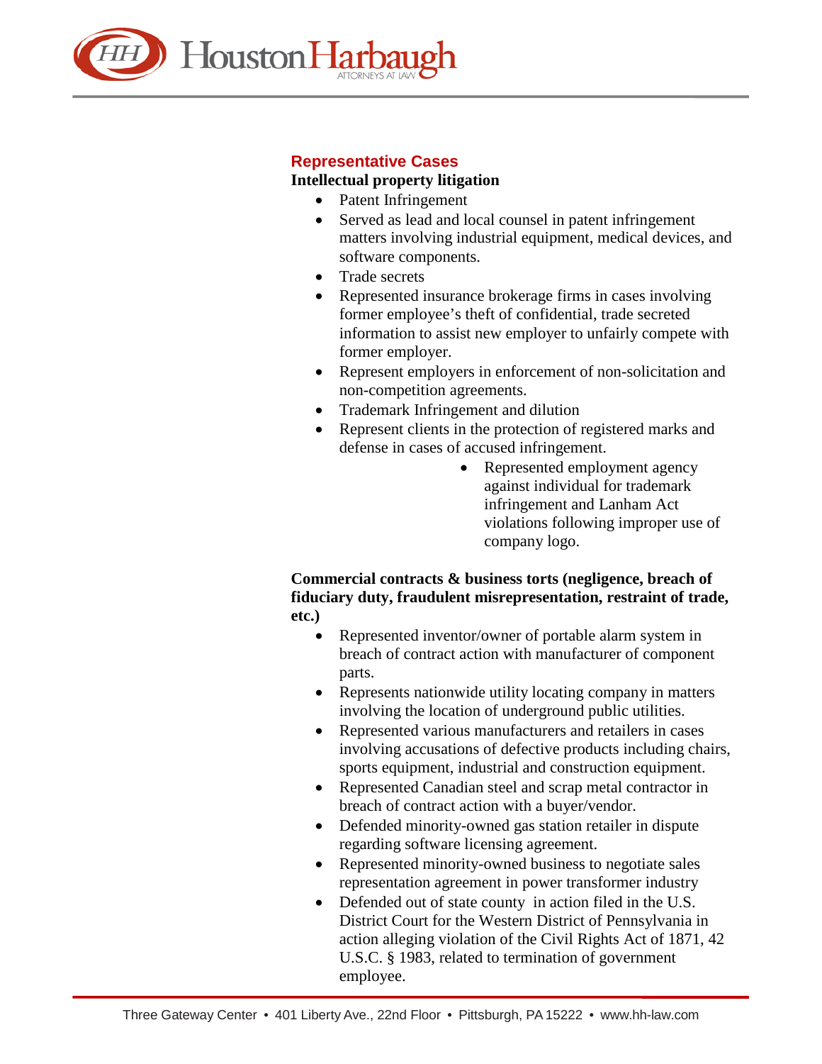## Representative Cases

**Intellectual property litigation**

- Patent Infringement
- Served as lead and local counsel in patent infringement matters involving industrial equipment, medical devices, and software components.
- Trade secrets
- Represented insurance brokerage firms in cases involving former employee's theft of confidential, trade secreted information to assist new employer to unfairly compete with former employer.
- Represent employers in enforcement of non-solicitation and non-competition agreements.
- Trademark Infringement and dilution
- Represent clients in the protection of registered marks and defense in cases of accused infringement.
    - Represented employment agency against individual for trademark infringement and Lanham Act violations following improper use of company logo.

**Commercial contracts & business torts (negligence, breach of fiduciary duty, fraudulent misrepresentation, restraint of trade, etc.)**

- Represented inventor/owner of portable alarm system in breach of contract action with manufacturer of component parts.
- Represents nationwide utility locating company in matters involving the location of underground public utilities.
- Represented various manufacturers and retailers in cases involving accusations of defective products including chairs, sports equipment, industrial and construction equipment.
- Represented Canadian steel and scrap metal contractor in breach of contract action with a buyer/vendor.
- Defended minority-owned gas station retailer in dispute regarding software licensing agreement.
- Represented minority-owned business to negotiate sales representation agreement in power transformer industry
- Defended out of state county in action filed in the U.S. District Court for the Western District of Pennsylvania in action alleging violation of the Civil Rights Act of 1871, 42 U.S.C. § 1983, related to termination of government employee.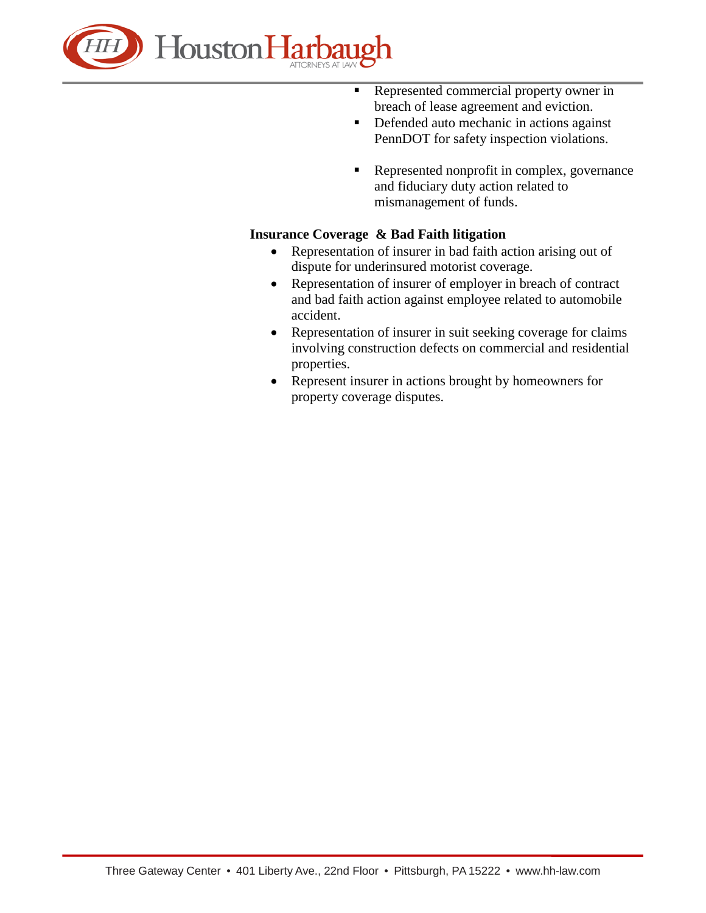- Represented commercial property owner in breach of lease agreement and eviction.
- Defended auto mechanic in actions against PennDOT for safety inspection violations.
- Represented nonprofit in complex, governance and fiduciary duty action related to mismanagement of funds.

**Insurance Coverage & Bad Faith litigation**

- Representation of insurer in bad faith action arising out of dispute for underinsured motorist coverage.
- Representation of insurer of employer in breach of contract and bad faith action against employee related to automobile accident.
- Representation of insurer in suit seeking coverage for claims involving construction defects on commercial and residential properties.
- Represent insurer in actions brought by homeowners for property coverage disputes.